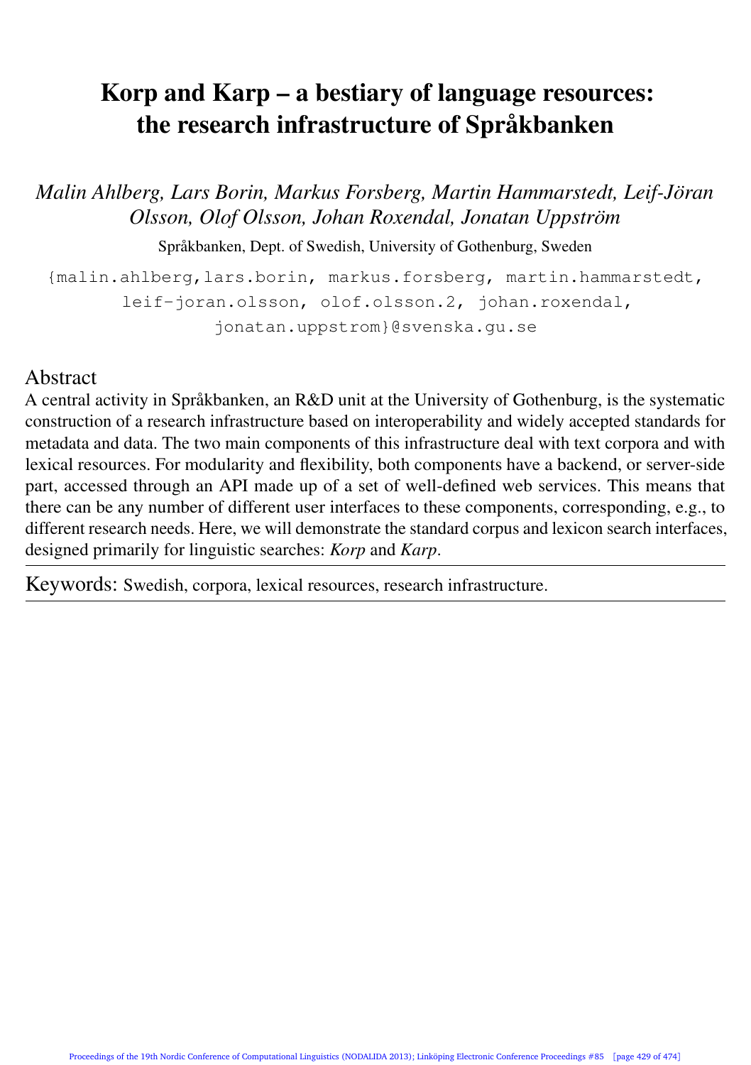# Korp and Karp – a bestiary of language resources: the research infrastructure of Språkbanken

*Malin Ahlberg, Lars Borin, Markus Forsberg, Martin Hammarstedt, Leif-Jöran Olsson, Olof Olsson, Johan Roxendal, Jonatan Uppström*

Språkbanken, Dept. of Swedish, University of Gothenburg, Sweden

{malin.ahlberg,lars.borin, markus.forsberg, martin.hammarstedt, leif-joran.olsson, olof.olsson.2, johan.roxendal, jonatan.uppstrom}@svenska.gu.se

## Abstract

A central activity in Språkbanken, an R&D unit at the University of Gothenburg, is the systematic construction of a research infrastructure based on interoperability and widely accepted standards for metadata and data. The two main components of this infrastructure deal with text corpora and with lexical resources. For modularity and flexibility, both components have a backend, or server-side part, accessed through an API made up of a set of well-defined web services. This means that there can be any number of different user interfaces to these components, corresponding, e.g., to different research needs. Here, we will demonstrate the standard corpus and lexicon search interfaces, designed primarily for linguistic searches: *Korp* and *Karp*.

Keywords: Swedish, corpora, lexical resources, research infrastructure.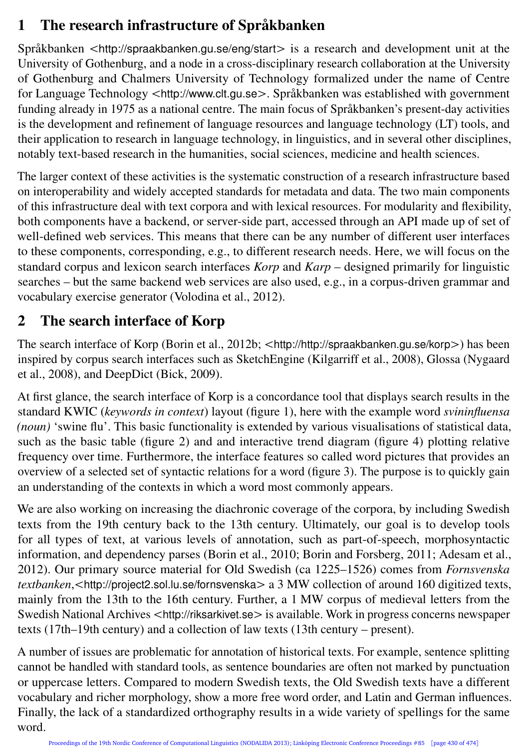# 1 The research infrastructure of Språkbanken

Språkbanken <http://spraakbanken.gu.se/eng/start> is a research and development unit at the University of Gothenburg, and a node in a cross-disciplinary research collaboration at the University of Gothenburg and Chalmers University of Technology formalized under the name of Centre for Language Technology <http://www.clt.gu.se>. Språkbanken was established with government funding already in 1975 as a national centre. The main focus of Språkbanken's present-day activities is the development and refinement of language resources and language technology (LT) tools, and their application to research in language technology, in linguistics, and in several other disciplines, notably text-based research in the humanities, social sciences, medicine and health sciences.

The larger context of these activities is the systematic construction of a research infrastructure based on interoperability and widely accepted standards for metadata and data. The two main components of this infrastructure deal with text corpora and with lexical resources. For modularity and flexibility, both components have a backend, or server-side part, accessed through an API made up of set of well-defined web services. This means that there can be any number of different user interfaces to these components, corresponding, e.g., to different research needs. Here, we will focus on the standard corpus and lexicon search interfaces *Korp* and *Karp* – designed primarily for linguistic searches – but the same backend web services are also used, e.g., in a corpus-driven grammar and vocabulary exercise generator (Volodina et al., 2012).

# 2 The search interface of Korp

The search interface of Korp (Borin et al., 2012b; <http://http://spraakbanken.gu.se/korp>) has been inspired by corpus search interfaces such as SketchEngine (Kilgarriff et al., 2008), Glossa (Nygaard et al., 2008), and DeepDict (Bick, 2009).

At first glance, the search interface of Korp is a concordance tool that displays search results in the standard KWIC (*keywords in context*) layout (figure 1), here with the example word *svininfluensa (noun)* 'swine flu'. This basic functionality is extended by various visualisations of statistical data, such as the basic table (figure 2) and and interactive trend diagram (figure 4) plotting relative frequency over time. Furthermore, the interface features so called word pictures that provides an overview of a selected set of syntactic relations for a word (figure 3). The purpose is to quickly gain an understanding of the contexts in which a word most commonly appears.

We are also working on increasing the diachronic coverage of the corpora, by including Swedish texts from the 19th century back to the 13th century. Ultimately, our goal is to develop tools for all types of text, at various levels of annotation, such as part-of-speech, morphosyntactic information, and dependency parses (Borin et al., 2010; Borin and Forsberg, 2011; Adesam et al., 2012). Our primary source material for Old Swedish (ca 1225–1526) comes from *Fornsvenska textbanken*,<http://project2.sol.lu.se/fornsvenska> a 3 MW collection of around 160 digitized texts, mainly from the 13th to the 16th century. Further, a 1 MW corpus of medieval letters from the Swedish National Archives <http://riksarkivet.se> is available. Work in progress concerns newspaper texts (17th–19th century) and a collection of law texts (13th century – present).

A number of issues are problematic for annotation of historical texts. For example, sentence splitting cannot be handled with standard tools, as sentence boundaries are often not marked by punctuation or uppercase letters. Compared to modern Swedish texts, the Old Swedish texts have a different vocabulary and richer morphology, show a more free word order, and Latin and German influences. Finally, the lack of a standardized orthography results in a wide variety of spellings for the same word.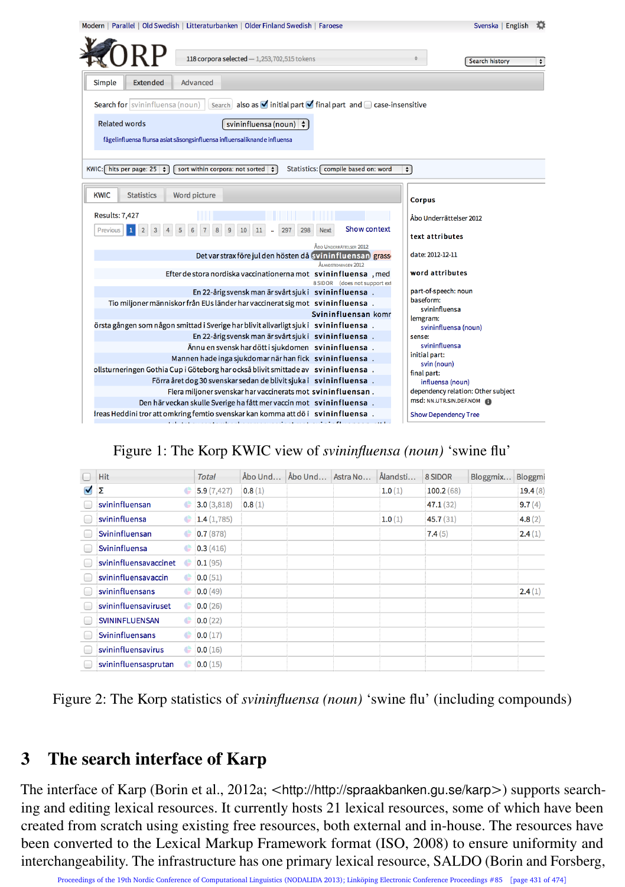Figure 1: The Korp KWIC view of *svininfluensa (noun)* ‘swine flu’

| Hit | Total | Åbo Und… | Åbo Und… | Astra No… | Ålandsti… | 8 SIDOR | Bloggmix… | Bloggmi |
|---|---|---|---|---|---|---|---|---|
| Σ | 5.9 (7,427) | 0.8 (1) | | | 1.0 (1) | 100.2 (68) | | 19.4 (8) |
| svininfluensan | 3.0 (3,818) | 0.8 (1) | | | | 47.1 (32) | | 9.7 (4) |
| svininfluensa | 1.4 (1,785) | | | | 1.0 (1) | 45.7 (31) | | 4.8 (2) |
| Svininfluensan | 0.7 (878) | | | | | 7.4 (5) | | 2.4 (1) |
| Svininfluensa | 0.3 (416) | | | | | | | |
| svininfluensavaccinet | 0.1 (95) | | | | | | | |
| svininfluensavaccin | 0.0 (51) | | | | | | | |
| svininfluensans | 0.0 (49) | | | | | | | 2.4 (1) |
| svininfluensaviruset | 0.0 (26) | | | | | | | |
| SVININFLUENSAN | 0.0 (22) | | | | | | | |
| Svininfluensans | 0.0 (17) | | | | | | | |
| svininfluensavirus | 0.0 (16) | | | | | | | |
| svininfluensasprutan | 0.0 (15) | | | | | | | |

Figure 2: The Korp statistics of *svininfluensa (noun)* ‘swine flu’ (including compounds)

## 3 The search interface of Karp

The interface of Karp (Borin et al., 2012a; <http://http://spraakbanken.gu.se/karp>) supports searching and editing lexical resources. It currently hosts 21 lexical resources, some of which have been created from scratch using existing free resources, both external and in-house. The resources have been converted to the Lexical Markup Framework format (ISO, 2008) to ensure uniformity and interchangeability. The infrastructure has one primary lexical resource, SALDO (Borin and Forsberg,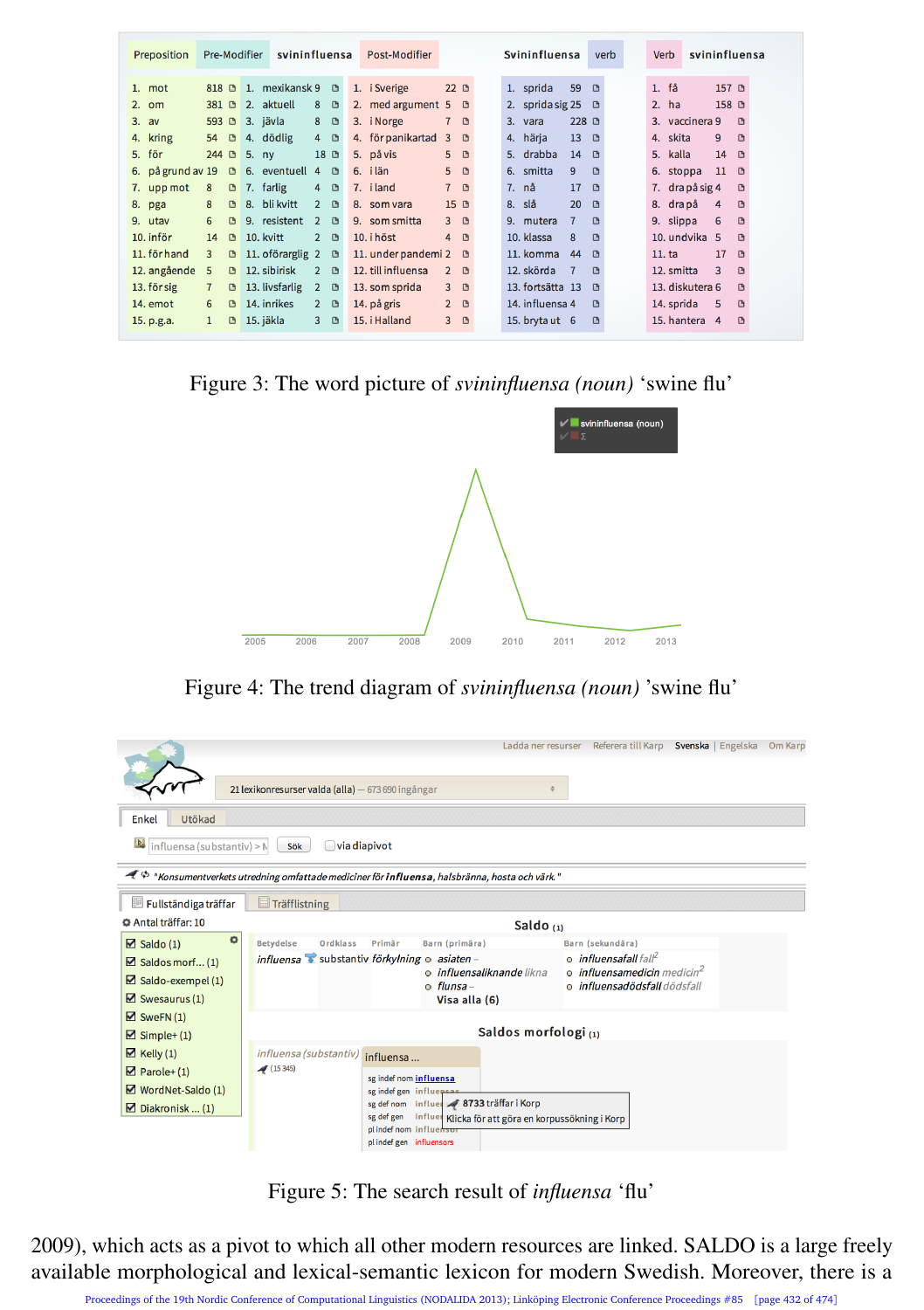| Preposition | | Pre-Modifier | | svininfluensa | Post-Modifier | | Svininfluensa | verb | | Verb | svininfluensa |
|---|---|---|---|---|---|---|---|---|---|---|---|
| 1. mot | 818 | 1. mexikansk | 9 | | 1. i Sverige | 22 | 1. sprida | 59 | | 1. få | 157 |
| 2. om | 381 | 2. aktuell | 8 | | 2. med argument | 5 | 2. sprida sig | 25 | | 2. ha | 158 |
| 3. av | 593 | 3. jävla | 8 | | 3. i Norge | 7 | 3. vara | 228 | | 3. vaccinera | 9 |
| 4. kring | 54 | 4. dödlig | 4 | | 4. för panikartad | 3 | 4. härja | 13 | | 4. skita | 9 |
| 5. för | 244 | 5. ny | 18 | | 5. på vis | 5 | 5. drabba | 14 | | 5. kalla | 14 |
| 6. på grund av | 19 | 6. eventuell | 4 | | 6. i län | 5 | 6. smitta | 9 | | 6. stoppa | 11 |
| 7. upp mot | 8 | 7. farlig | 4 | | 7. i land | 7 | 7. nå | 17 | | 7. dra på sig | 4 |
| 8. pga | 8 | 8. bli kvitt | 2 | | 8. som vara | 15 | 8. slå | 20 | | 8. dra på | 4 |
| 9. utav | 6 | 9. resistent | 2 | | 9. som smitta | 3 | 9. mutera | 7 | | 9. slippa | 6 |
| 10. inför | 14 | 10. kvitt | 2 | | 10. i höst | 4 | 10. klassa | 8 | | 10. undvika | 5 |
| 11. för hand | 3 | 11. oförarglig | 2 | | 11. under pandemi | 2 | 11. komma | 44 | | 11. ta | 17 |
| 12. angående | 5 | 12. sibirisk | 2 | | 12. till influensa | 2 | 12. skörda | 7 | | 12. smitta | 3 |
| 13. för sig | 7 | 13. livsfarlig | 2 | | 13. som sprida | 3 | 13. fortsätta | 13 | | 13. diskutera | 6 |
| 14. emot | 6 | 14. inrikes | 2 | | 14. på gris | 2 | 14. influensa | 4 | | 14. sprida | 5 |
| 15. p.g.a. | 1 | 15. jäkla | 3 | | 15. i Halland | 3 | 15. bryta ut | 6 | | 15. hantera | 4 |

Figure 3: The word picture of *svininfluensa (noun)* 'swine flu'

Figure 4: The trend diagram of *svininfluensa (noun)* 'swine flu'

Figure 5: The search result of *influensa* 'flu'

2009), which acts as a pivot to which all other modern resources are linked. SALDO is a large freely available morphological and lexical-semantic lexicon for modern Swedish. Moreover, there is a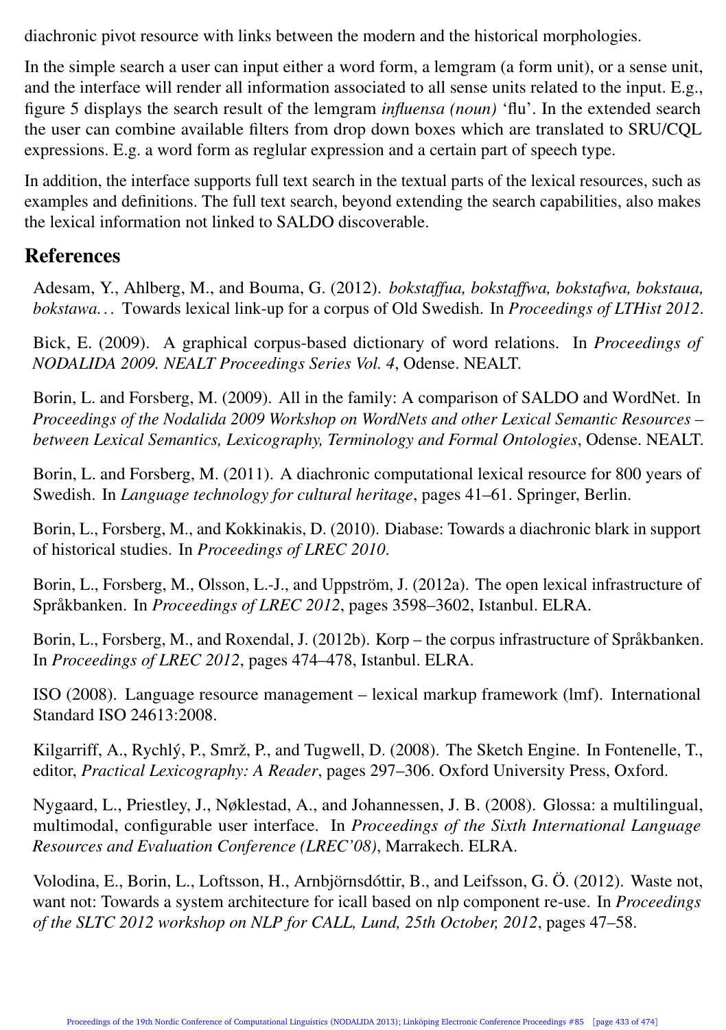diachronic pivot resource with links between the modern and the historical morphologies.

In the simple search a user can input either a word form, a lemgram (a form unit), or a sense unit, and the interface will render all information associated to all sense units related to the input. E.g., figure 5 displays the search result of the lemgram *influensa (noun)* 'flu'. In the extended search the user can combine available filters from drop down boxes which are translated to SRU/CQL expressions. E.g. a word form as reglular expression and a certain part of speech type.

In addition, the interface supports full text search in the textual parts of the lexical resources, such as examples and definitions. The full text search, beyond extending the search capabilities, also makes the lexical information not linked to SALDO discoverable.

## References

Adesam, Y., Ahlberg, M., and Bouma, G. (2012). *bokstaffua, bokstaffwa, bokstafwa, bokstaua, bokstawa...* Towards lexical link-up for a corpus of Old Swedish. In *Proceedings of LTHist 2012*.

Bick, E. (2009). A graphical corpus-based dictionary of word relations. In *Proceedings of NODALIDA 2009. NEALT Proceedings Series Vol. 4*, Odense. NEALT.

Borin, L. and Forsberg, M. (2009). All in the family: A comparison of SALDO and WordNet. In *Proceedings of the Nodalida 2009 Workshop on WordNets and other Lexical Semantic Resources – between Lexical Semantics, Lexicography, Terminology and Formal Ontologies*, Odense. NEALT.

Borin, L. and Forsberg, M. (2011). A diachronic computational lexical resource for 800 years of Swedish. In *Language technology for cultural heritage*, pages 41–61. Springer, Berlin.

Borin, L., Forsberg, M., and Kokkinakis, D. (2010). Diabase: Towards a diachronic blark in support of historical studies. In *Proceedings of LREC 2010*.

Borin, L., Forsberg, M., Olsson, L.-J., and Uppström, J. (2012a). The open lexical infrastructure of Språkbanken. In *Proceedings of LREC 2012*, pages 3598–3602, Istanbul. ELRA.

Borin, L., Forsberg, M., and Roxendal, J. (2012b). Korp – the corpus infrastructure of Språkbanken. In *Proceedings of LREC 2012*, pages 474–478, Istanbul. ELRA.

ISO (2008). Language resource management – lexical markup framework (lmf). International Standard ISO 24613:2008.

Kilgarriff, A., Rychlý, P., Smrž, P., and Tugwell, D. (2008). The Sketch Engine. In Fontenelle, T., editor, *Practical Lexicography: A Reader*, pages 297–306. Oxford University Press, Oxford.

Nygaard, L., Priestley, J., Nøklestad, A., and Johannessen, J. B. (2008). Glossa: a multilingual, multimodal, configurable user interface. In *Proceedings of the Sixth International Language Resources and Evaluation Conference (LREC'08)*, Marrakech. ELRA.

Volodina, E., Borin, L., Loftsson, H., Arnbjörnsdóttir, B., and Leifsson, G. Ö. (2012). Waste not, want not: Towards a system architecture for icall based on nlp component re-use. In *Proceedings of the SLTC 2012 workshop on NLP for CALL, Lund, 25th October, 2012*, pages 47–58.